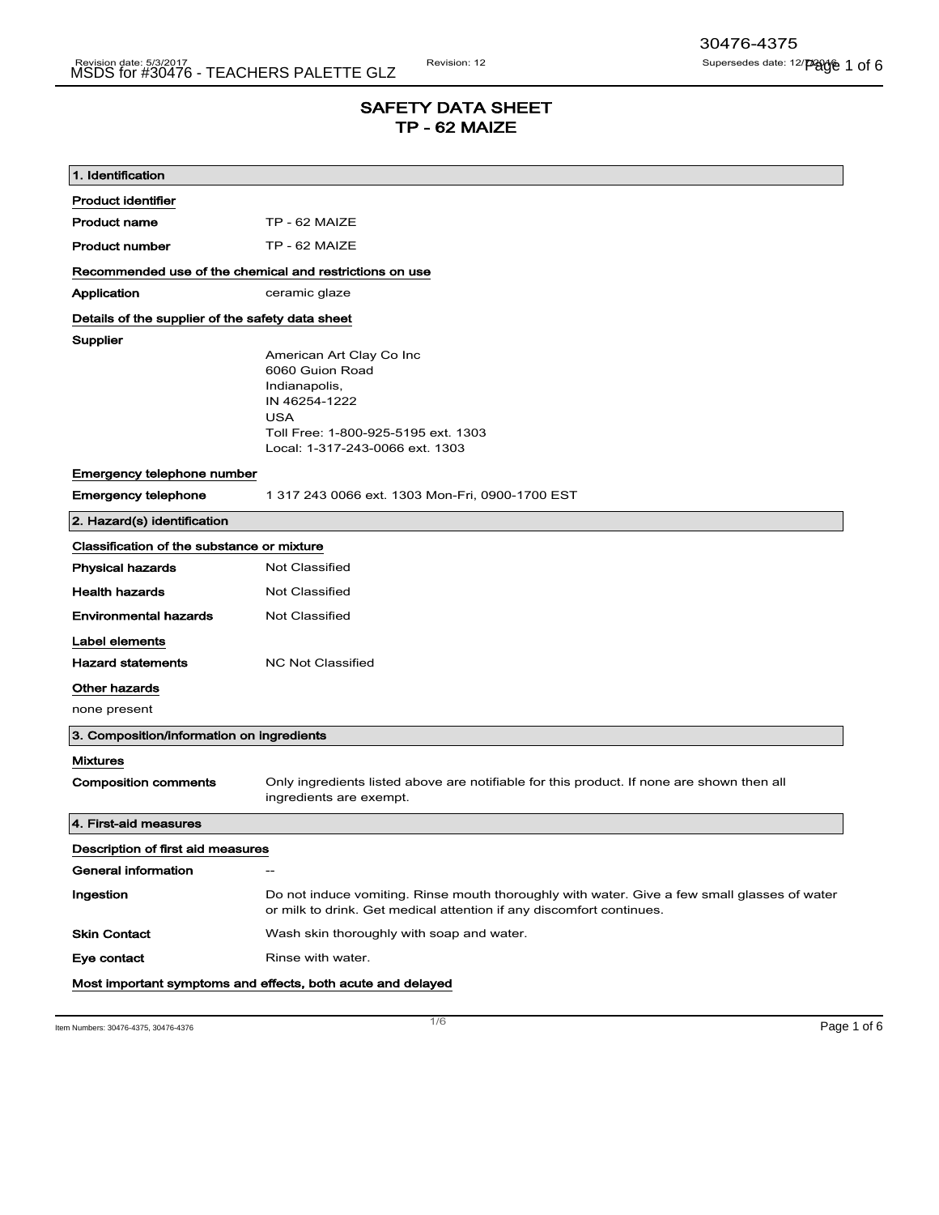# SAFETY DATA SHEET
# TP - 62 MAIZE

## 1. Identification

**Product identifier**

| | |
|---|---|
| **Product name** | TP - 62 MAIZE |
| **Product number** | TP - 62 MAIZE |

**Recommended use of the chemical and restrictions on use**

| | |
|---|---|
| **Application** | ceramic glaze |

**Details of the supplier of the safety data sheet**

**Supplier**

American Art Clay Co Inc
6060 Guion Road
Indianapolis,
IN 46254-1222
USA
Toll Free: 1-800-925-5195 ext. 1303
Local: 1-317-243-0066 ext. 1303

**Emergency telephone number**

| | |
|---|---|
| **Emergency telephone** | 1 317 243 0066 ext. 1303 Mon-Fri, 0900-1700 EST |

## 2. Hazard(s) identification

**Classification of the substance or mixture**

| | |
|---|---|
| **Physical hazards** | Not Classified |
| **Health hazards** | Not Classified |
| **Environmental hazards** | Not Classified |

**Label elements**

| | |
|---|---|
| **Hazard statements** | NC Not Classified |

**Other hazards**

none present

## 3. Composition/information on ingredients

**Mixtures**

| | |
|---|---|
| **Composition comments** | Only ingredients listed above are notifiable for this product. If none are shown then all ingredients are exempt. |

## 4. First-aid measures

**Description of first aid measures**

| | |
|---|---|
| **General information** | -- |
| **Ingestion** | Do not induce vomiting. Rinse mouth thoroughly with water. Give a few small glasses of water or milk to drink. Get medical attention if any discomfort continues. |
| **Skin Contact** | Wash skin thoroughly with soap and water. |
| **Eye contact** | Rinse with water. |

**Most important symptoms and effects, both acute and delayed**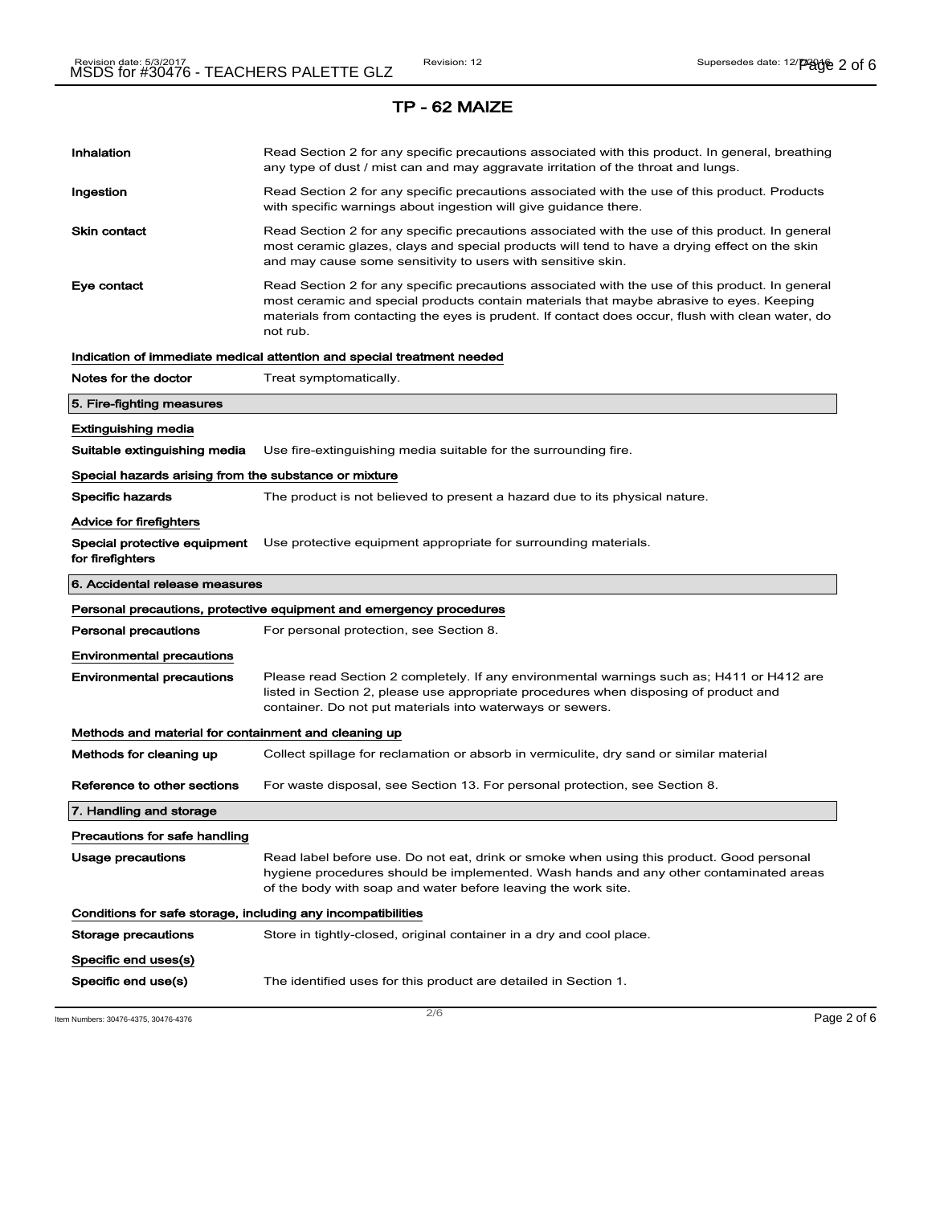# TP - 62 MAIZE

**Inhalation** Read Section 2 for any specific precautions associated with this product. In general, breathing any type of dust / mist can and may aggravate irritation of the throat and lungs.

**Ingestion** Read Section 2 for any specific precautions associated with the use of this product. Products with specific warnings about ingestion will give guidance there.

**Skin contact** Read Section 2 for any specific precautions associated with the use of this product. In general most ceramic glazes, clays and special products will tend to have a drying effect on the skin and may cause some sensitivity to users with sensitive skin.

**Eye contact** Read Section 2 for any specific precautions associated with the use of this product. In general most ceramic and special products contain materials that maybe abrasive to eyes. Keeping materials from contacting the eyes is prudent. If contact does occur, flush with clean water, do not rub.

### Indication of immediate medical attention and special treatment needed

**Notes for the doctor** Treat symptomatically.

## 5. Fire-fighting measures

### Extinguishing media

**Suitable extinguishing media** Use fire-extinguishing media suitable for the surrounding fire.

### Special hazards arising from the substance or mixture

**Specific hazards** The product is not believed to present a hazard due to its physical nature.

### Advice for firefighters

**Special protective equipment for firefighters** Use protective equipment appropriate for surrounding materials.

## 6. Accidental release measures

### Personal precautions, protective equipment and emergency procedures

**Personal precautions** For personal protection, see Section 8.

### Environmental precautions

**Environmental precautions** Please read Section 2 completely. If any environmental warnings such as; H411 or H412 are listed in Section 2, please use appropriate procedures when disposing of product and container. Do not put materials into waterways or sewers.

### Methods and material for containment and cleaning up

**Methods for cleaning up** Collect spillage for reclamation or absorb in vermiculite, dry sand or similar material

**Reference to other sections** For waste disposal, see Section 13. For personal protection, see Section 8.

## 7. Handling and storage

### Precautions for safe handling

**Usage precautions** Read label before use. Do not eat, drink or smoke when using this product. Good personal hygiene procedures should be implemented. Wash hands and any other contaminated areas of the body with soap and water before leaving the work site.

### Conditions for safe storage, including any incompatibilities

**Storage precautions** Store in tightly-closed, original container in a dry and cool place.

### Specific end uses(s)

**Specific end use(s)** The identified uses for this product are detailed in Section 1.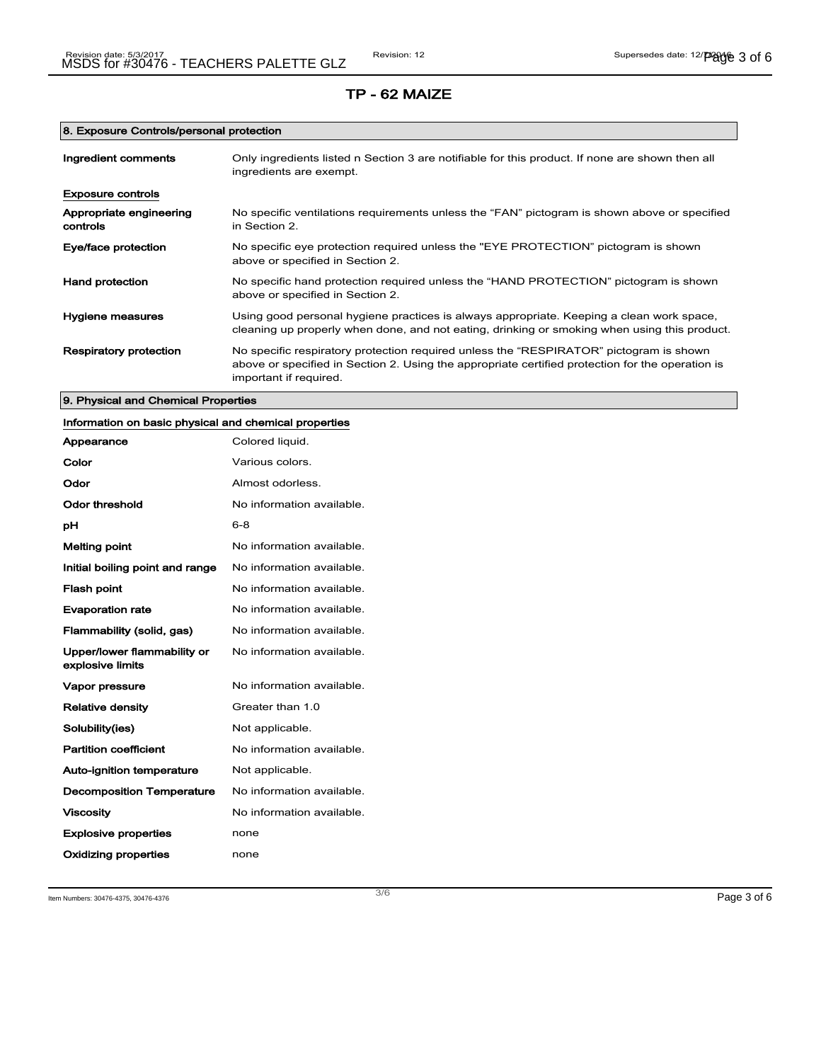# TP - 62 MAIZE

## 8. Exposure Controls/personal protection

| | |
|---|---|
| **Ingredient comments** | Only ingredients listed n Section 3 are notifiable for this product. If none are shown then all ingredients are exempt. |

**Exposure controls**

| | |
|---|---|
| **Appropriate engineering controls** | No specific ventilations requirements unless the "FAN" pictogram is shown above or specified in Section 2. |
| **Eye/face protection** | No specific eye protection required unless the "EYE PROTECTION" pictogram is shown above or specified in Section 2. |
| **Hand protection** | No specific hand protection required unless the "HAND PROTECTION" pictogram is shown above or specified in Section 2. |
| **Hygiene measures** | Using good personal hygiene practices is always appropriate. Keeping a clean work space, cleaning up properly when done, and not eating, drinking or smoking when using this product. |
| **Respiratory protection** | No specific respiratory protection required unless the "RESPIRATOR" pictogram is shown above or specified in Section 2. Using the appropriate certified protection for the operation is important if required. |

## 9. Physical and Chemical Properties

**Information on basic physical and chemical properties**

| | |
|---|---|
| **Appearance** | Colored liquid. |
| **Color** | Various colors. |
| **Odor** | Almost odorless. |
| **Odor threshold** | No information available. |
| **pH** | 6-8 |
| **Melting point** | No information available. |
| **Initial boiling point and range** | No information available. |
| **Flash point** | No information available. |
| **Evaporation rate** | No information available. |
| **Flammability (solid, gas)** | No information available. |
| **Upper/lower flammability or explosive limits** | No information available. |
| **Vapor pressure** | No information available. |
| **Relative density** | Greater than 1.0 |
| **Solubility(ies)** | Not applicable. |
| **Partition coefficient** | No information available. |
| **Auto-ignition temperature** | Not applicable. |
| **Decomposition Temperature** | No information available. |
| **Viscosity** | No information available. |
| **Explosive properties** | none |
| **Oxidizing properties** | none |

Item Numbers: 30476-4375, 30476-4376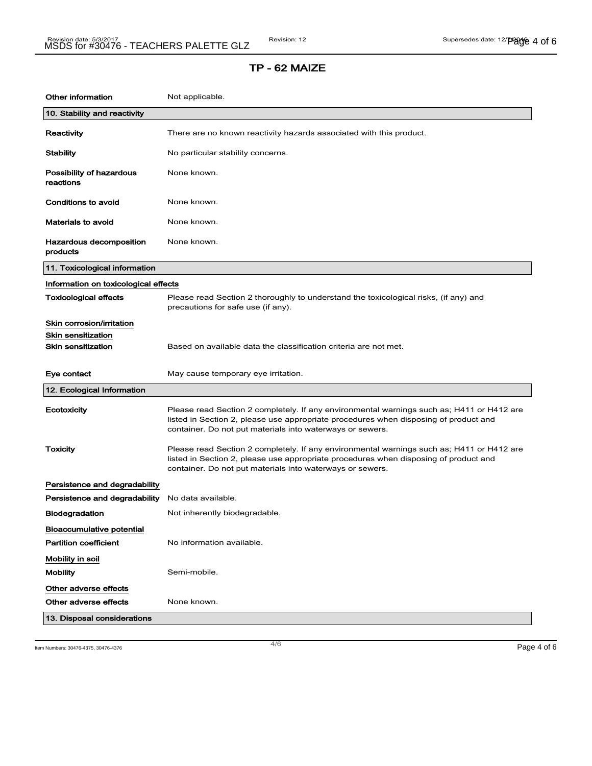# TP - 62 MAIZE

| | |
|---|---|
| **Other information** | Not applicable. |

## 10. Stability and reactivity

| | |
|---|---|
| **Reactivity** | There are no known reactivity hazards associated with this product. |
| **Stability** | No particular stability concerns. |
| **Possibility of hazardous reactions** | None known. |
| **Conditions to avoid** | None known. |
| **Materials to avoid** | None known. |
| **Hazardous decomposition products** | None known. |

## 11. Toxicological information

**Information on toxicological effects**

| | |
|---|---|
| **Toxicological effects** | Please read Section 2 thoroughly to understand the toxicological risks, (if any) and precautions for safe use (if any). |

**Skin corrosion/irritation**

**Skin sensitization**

| | |
|---|---|
| **Skin sensitization** | Based on available data the classification criteria are not met. |
| **Eye contact** | May cause temporary eye irritation. |

## 12. Ecological Information

| | |
|---|---|
| **Ecotoxicity** | Please read Section 2 completely. If any environmental warnings such as; H411 or H412 are listed in Section 2, please use appropriate procedures when disposing of product and container. Do not put materials into waterways or sewers. |
| **Toxicity** | Please read Section 2 completely. If any environmental warnings such as; H411 or H412 are listed in Section 2, please use appropriate procedures when disposing of product and container. Do not put materials into waterways or sewers. |

**Persistence and degradability**

| | |
|---|---|
| **Persistence and degradability** | No data available. |
| **Biodegradation** | Not inherently biodegradable. |

**Bioaccumulative potential**

| | |
|---|---|
| **Partition coefficient** | No information available. |

**Mobility in soil**

| | |
|---|---|
| **Mobility** | Semi-mobile. |

**Other adverse effects**

| | |
|---|---|
| **Other adverse effects** | None known. |

## 13. Disposal considerations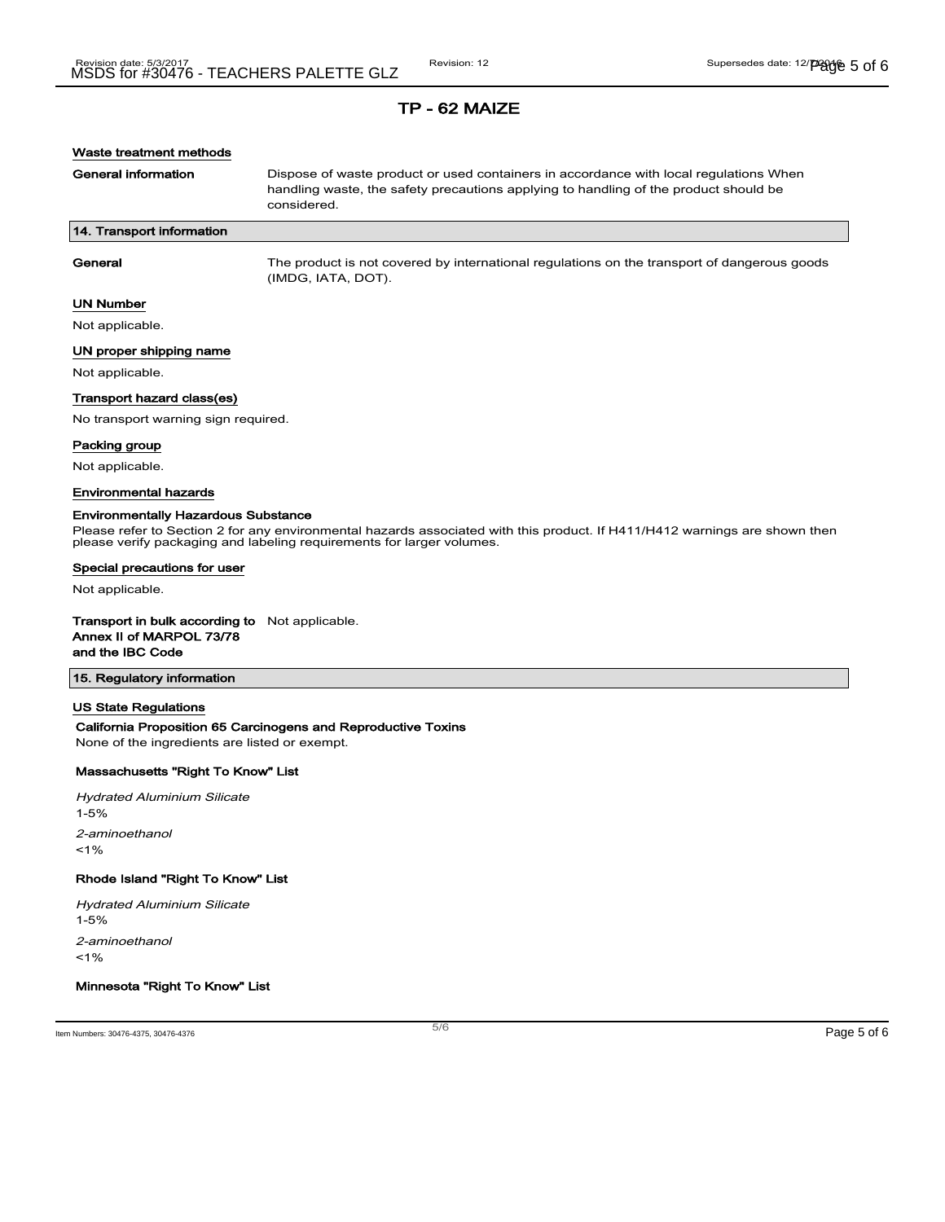# TP - 62 MAIZE

### Waste treatment methods

**General information** Dispose of waste product or used containers in accordance with local regulations When handling waste, the safety precautions applying to handling of the product should be considered.

## 14. Transport information

**General** The product is not covered by international regulations on the transport of dangerous goods (IMDG, IATA, DOT).

### UN Number

Not applicable.

### UN proper shipping name

Not applicable.

### Transport hazard class(es)

No transport warning sign required.

### Packing group

Not applicable.

### Environmental hazards

**Environmentally Hazardous Substance**

Please refer to Section 2 for any environmental hazards associated with this product. If H411/H412 warnings are shown then please verify packaging and labeling requirements for larger volumes.

### Special precautions for user

Not applicable.

**Transport in bulk according to Annex II of MARPOL 73/78 and the IBC Code** Not applicable.

## 15. Regulatory information

### US State Regulations

**California Proposition 65 Carcinogens and Reproductive Toxins**

None of the ingredients are listed or exempt.

**Massachusetts "Right To Know" List**

*Hydrated Aluminium Silicate*

1-5%

*2-aminoethanol*

<1%

**Rhode Island "Right To Know" List**

*Hydrated Aluminium Silicate*

1-5%

*2-aminoethanol*

<1%

**Minnesota "Right To Know" List**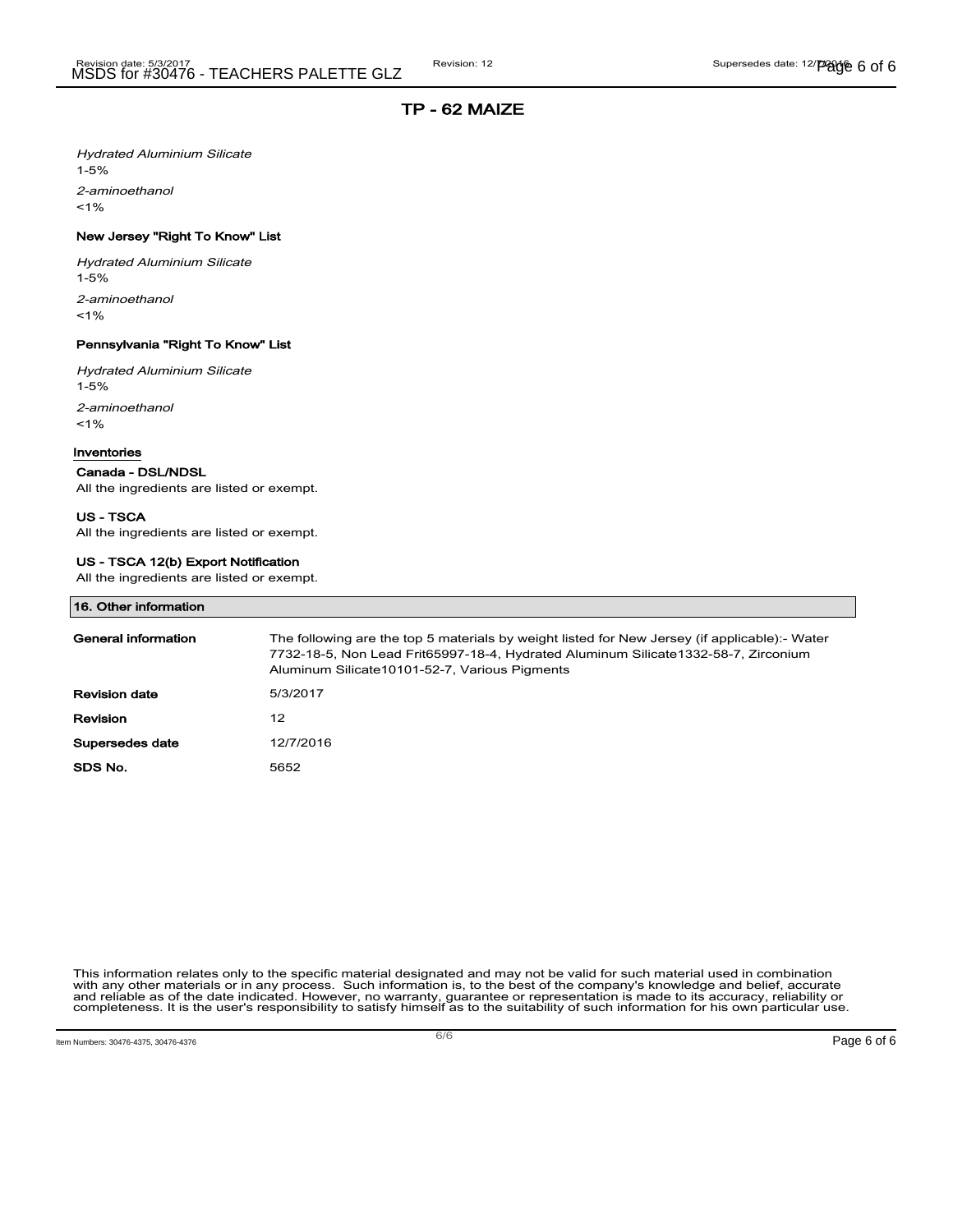## TP - 62 MAIZE

*Hydrated Aluminium Silicate*
1-5%

*2-aminoethanol*
<1%

**New Jersey "Right To Know" List**

*Hydrated Aluminium Silicate*
1-5%

*2-aminoethanol*
<1%

**Pennsylvania "Right To Know" List**

*Hydrated Aluminium Silicate*
1-5%

*2-aminoethanol*
<1%

### Inventories

**Canada - DSL/NDSL**

All the ingredients are listed or exempt.

**US - TSCA**

All the ingredients are listed or exempt.

**US - TSCA 12(b) Export Notification**

All the ingredients are listed or exempt.

## 16. Other information

| | |
|---|---|
| **General information** | The following are the top 5 materials by weight listed for New Jersey (if applicable):- Water 7732-18-5, Non Lead Frit65997-18-4, Hydrated Aluminum Silicate1332-58-7, Zirconium Aluminum Silicate10101-52-7, Various Pigments |
| **Revision date** | 5/3/2017 |
| **Revision** | 12 |
| **Supersedes date** | 12/7/2016 |
| **SDS No.** | 5652 |

This information relates only to the specific material designated and may not be valid for such material used in combination with any other materials or in any process. Such information is, to the best of the company's knowledge and belief, accurate and reliable as of the date indicated. However, no warranty, guarantee or representation is made to its accuracy, reliability or completeness. It is the user's responsibility to satisfy himself as to the suitability of such information for his own particular use.

Item Numbers: 30476-4375, 30476-4376